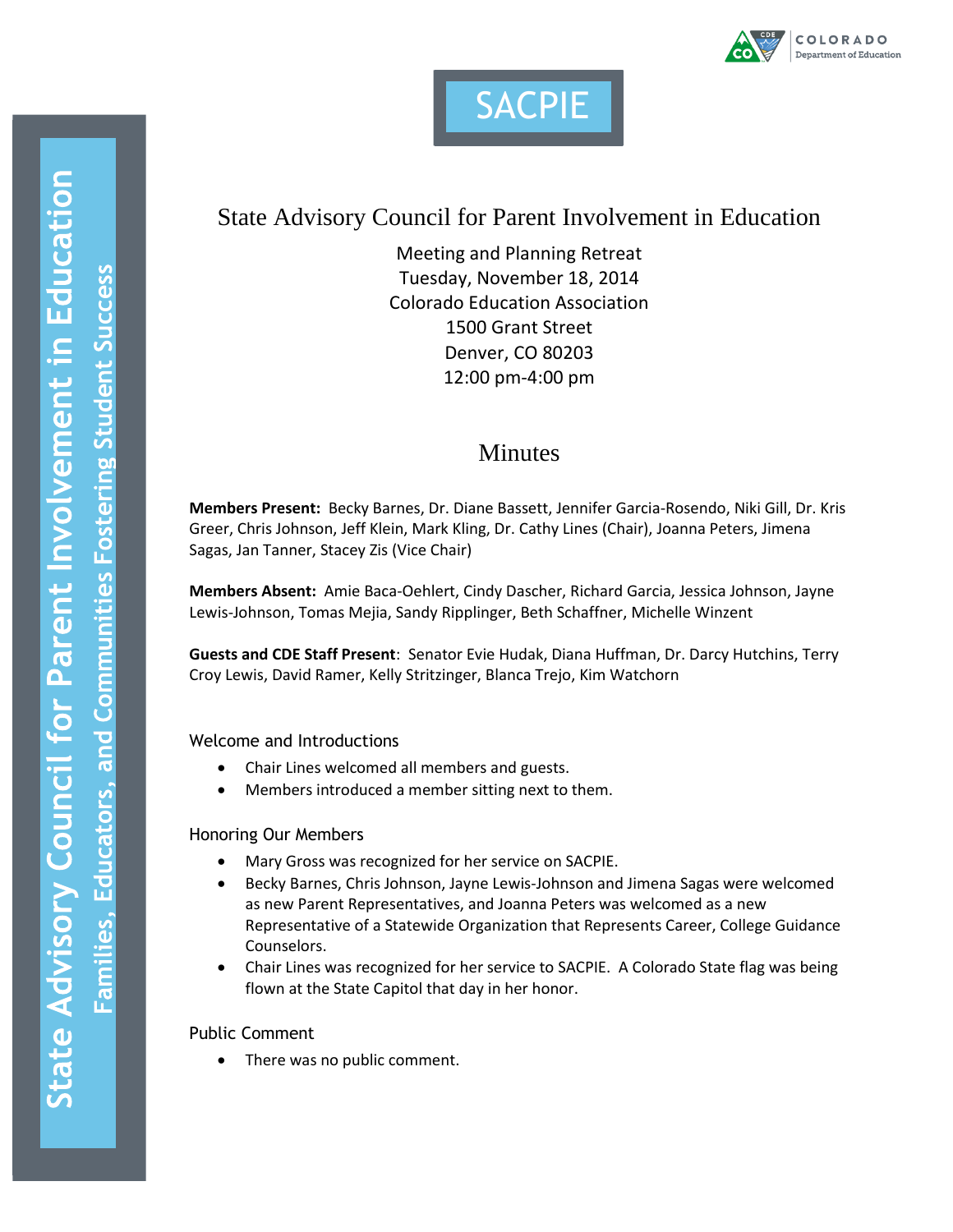# SACPIE

State Advisory Council for Parent Involvement in Education — Families, Educators, and Communities Fostering Student Success

## State Advisory Council for Parent Involvement in Education

Meeting and Planning Retreat
Tuesday, November 18, 2014
Colorado Education Association
1500 Grant Street
Denver, CO 80203
12:00 pm-4:00 pm

## Minutes

**Members Present:** Becky Barnes, Dr. Diane Bassett, Jennifer Garcia-Rosendo, Niki Gill, Dr. Kris Greer, Chris Johnson, Jeff Klein, Mark Kling, Dr. Cathy Lines (Chair), Joanna Peters, Jimena Sagas, Jan Tanner, Stacey Zis (Vice Chair)

**Members Absent:** Amie Baca-Oehlert, Cindy Dascher, Richard Garcia, Jessica Johnson, Jayne Lewis-Johnson, Tomas Mejia, Sandy Ripplinger, Beth Schaffner, Michelle Winzent

**Guests and CDE Staff Present**: Senator Evie Hudak, Diana Huffman, Dr. Darcy Hutchins, Terry Croy Lewis, David Ramer, Kelly Stritzinger, Blanca Trejo, Kim Watchorn

### Welcome and Introductions

- Chair Lines welcomed all members and guests.
- Members introduced a member sitting next to them.

### Honoring Our Members

- Mary Gross was recognized for her service on SACPIE.
- Becky Barnes, Chris Johnson, Jayne Lewis-Johnson and Jimena Sagas were welcomed as new Parent Representatives, and Joanna Peters was welcomed as a new Representative of a Statewide Organization that Represents Career, College Guidance Counselors.
- Chair Lines was recognized for her service to SACPIE. A Colorado State flag was being flown at the State Capitol that day in her honor.

### Public Comment

- There was no public comment.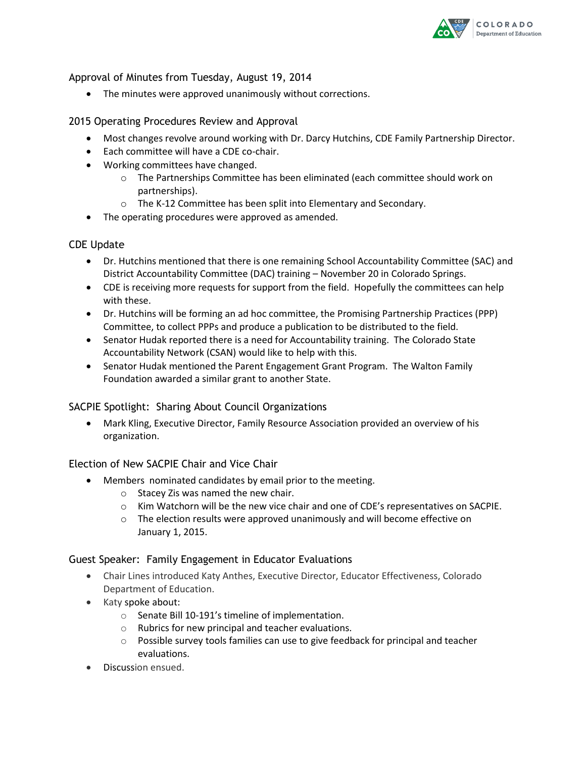## Approval of Minutes from Tuesday, August 19, 2014

- The minutes were approved unanimously without corrections.

## 2015 Operating Procedures Review and Approval

- Most changes revolve around working with Dr. Darcy Hutchins, CDE Family Partnership Director.
- Each committee will have a CDE co-chair.
- Working committees have changed.
  - The Partnerships Committee has been eliminated (each committee should work on partnerships).
  - The K-12 Committee has been split into Elementary and Secondary.
- The operating procedures were approved as amended.

## CDE Update

- Dr. Hutchins mentioned that there is one remaining School Accountability Committee (SAC) and District Accountability Committee (DAC) training – November 20 in Colorado Springs.
- CDE is receiving more requests for support from the field. Hopefully the committees can help with these.
- Dr. Hutchins will be forming an ad hoc committee, the Promising Partnership Practices (PPP) Committee, to collect PPPs and produce a publication to be distributed to the field.
- Senator Hudak reported there is a need for Accountability training. The Colorado State Accountability Network (CSAN) would like to help with this.
- Senator Hudak mentioned the Parent Engagement Grant Program. The Walton Family Foundation awarded a similar grant to another State.

## SACPIE Spotlight: Sharing About Council Organizations

- Mark Kling, Executive Director, Family Resource Association provided an overview of his organization.

## Election of New SACPIE Chair and Vice Chair

- Members nominated candidates by email prior to the meeting.
  - Stacey Zis was named the new chair.
  - Kim Watchorn will be the new vice chair and one of CDE's representatives on SACPIE.
  - The election results were approved unanimously and will become effective on January 1, 2015.

## Guest Speaker: Family Engagement in Educator Evaluations

- Chair Lines introduced Katy Anthes, Executive Director, Educator Effectiveness, Colorado Department of Education.
- Katy spoke about:
  - Senate Bill 10-191's timeline of implementation.
  - Rubrics for new principal and teacher evaluations.
  - Possible survey tools families can use to give feedback for principal and teacher evaluations.
- Discussion ensued.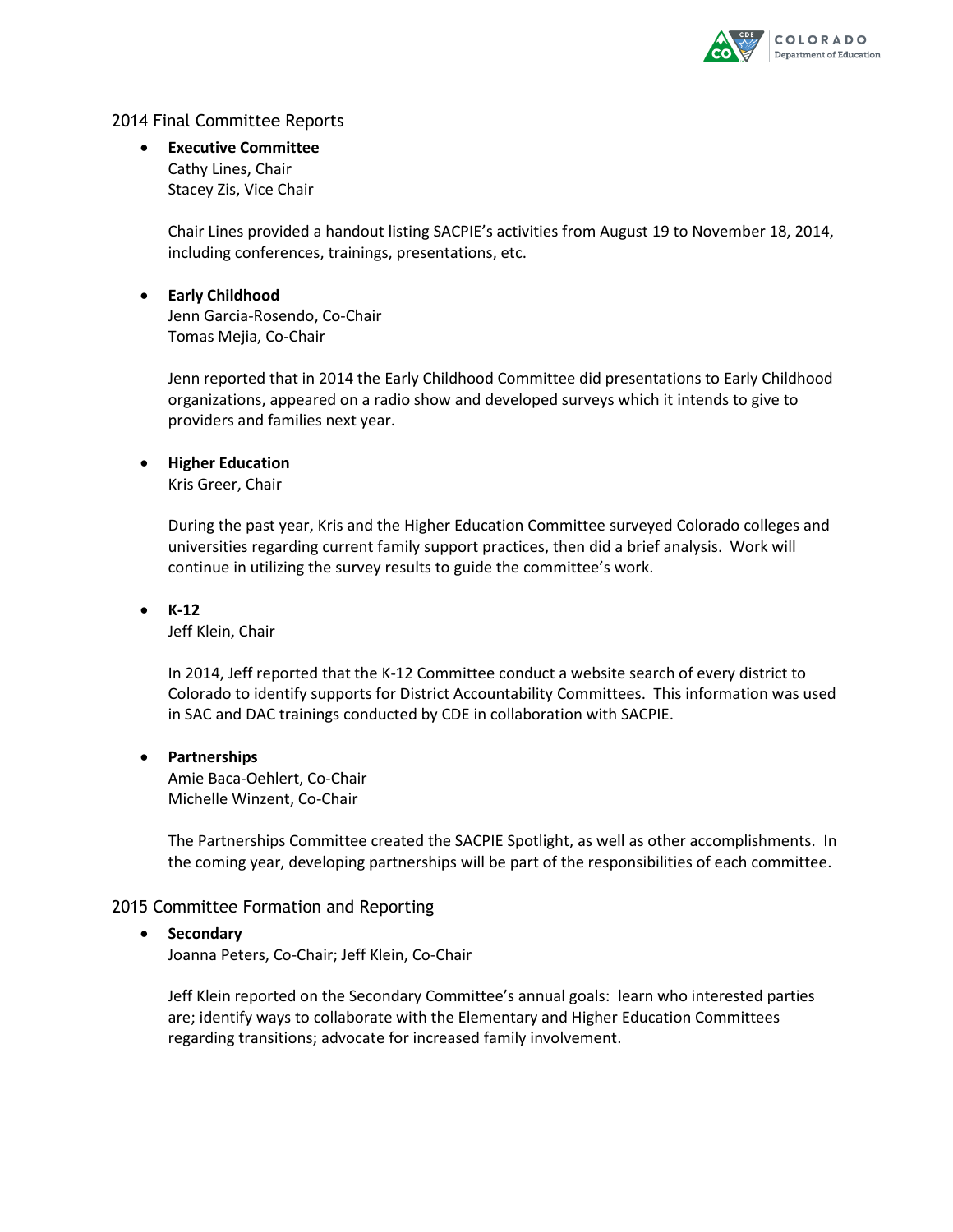## 2014 Final Committee Reports

- **Executive Committee**
  Cathy Lines, Chair
  Stacey Zis, Vice Chair

  Chair Lines provided a handout listing SACPIE's activities from August 19 to November 18, 2014, including conferences, trainings, presentations, etc.

- **Early Childhood**
  Jenn Garcia-Rosendo, Co-Chair
  Tomas Mejia, Co-Chair

  Jenn reported that in 2014 the Early Childhood Committee did presentations to Early Childhood organizations, appeared on a radio show and developed surveys which it intends to give to providers and families next year.

- **Higher Education**
  Kris Greer, Chair

  During the past year, Kris and the Higher Education Committee surveyed Colorado colleges and universities regarding current family support practices, then did a brief analysis. Work will continue in utilizing the survey results to guide the committee's work.

- **K-12**
  Jeff Klein, Chair

  In 2014, Jeff reported that the K-12 Committee conduct a website search of every district to Colorado to identify supports for District Accountability Committees. This information was used in SAC and DAC trainings conducted by CDE in collaboration with SACPIE.

- **Partnerships**
  Amie Baca-Oehlert, Co-Chair
  Michelle Winzent, Co-Chair

  The Partnerships Committee created the SACPIE Spotlight, as well as other accomplishments. In the coming year, developing partnerships will be part of the responsibilities of each committee.

## 2015 Committee Formation and Reporting

- **Secondary**
  Joanna Peters, Co-Chair; Jeff Klein, Co-Chair

  Jeff Klein reported on the Secondary Committee's annual goals: learn who interested parties are; identify ways to collaborate with the Elementary and Higher Education Committees regarding transitions; advocate for increased family involvement.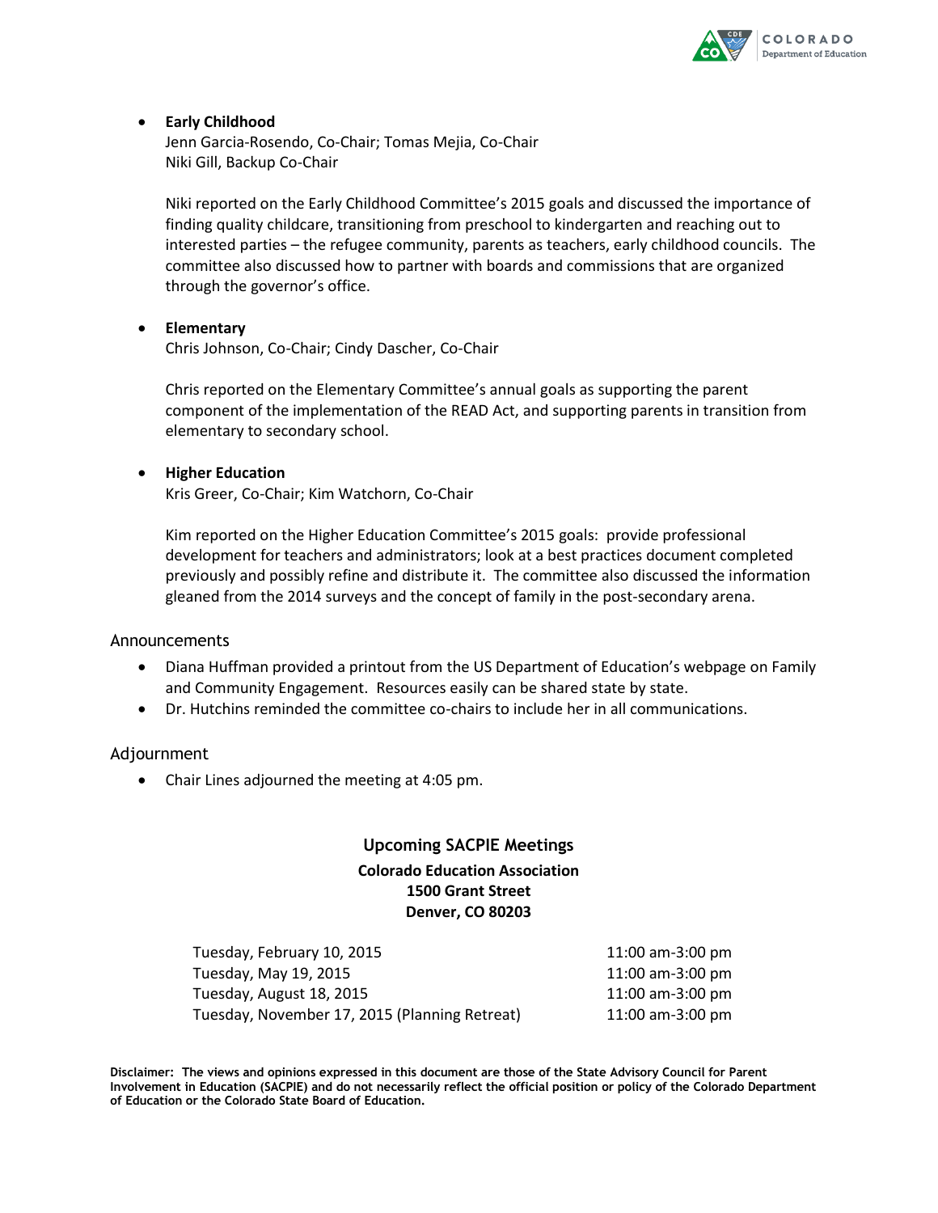- **Early Childhood**
  Jenn Garcia-Rosendo, Co-Chair; Tomas Mejia, Co-Chair
  Niki Gill, Backup Co-Chair

  Niki reported on the Early Childhood Committee's 2015 goals and discussed the importance of finding quality childcare, transitioning from preschool to kindergarten and reaching out to interested parties – the refugee community, parents as teachers, early childhood councils. The committee also discussed how to partner with boards and commissions that are organized through the governor's office.

- **Elementary**
  Chris Johnson, Co-Chair; Cindy Dascher, Co-Chair

  Chris reported on the Elementary Committee's annual goals as supporting the parent component of the implementation of the READ Act, and supporting parents in transition from elementary to secondary school.

- **Higher Education**
  Kris Greer, Co-Chair; Kim Watchorn, Co-Chair

  Kim reported on the Higher Education Committee's 2015 goals: provide professional development for teachers and administrators; look at a best practices document completed previously and possibly refine and distribute it. The committee also discussed the information gleaned from the 2014 surveys and the concept of family in the post-secondary arena.

## Announcements

- Diana Huffman provided a printout from the US Department of Education's webpage on Family and Community Engagement. Resources easily can be shared state by state.
- Dr. Hutchins reminded the committee co-chairs to include her in all communications.

## Adjournment

- Chair Lines adjourned the meeting at 4:05 pm.

### Upcoming SACPIE Meetings

**Colorado Education Association**
**1500 Grant Street**
**Denver, CO 80203**

| | |
|---|---|
| Tuesday, February 10, 2015 | 11:00 am-3:00 pm |
| Tuesday, May 19, 2015 | 11:00 am-3:00 pm |
| Tuesday, August 18, 2015 | 11:00 am-3:00 pm |
| Tuesday, November 17, 2015 (Planning Retreat) | 11:00 am-3:00 pm |

**Disclaimer: The views and opinions expressed in this document are those of the State Advisory Council for Parent Involvement in Education (SACPIE) and do not necessarily reflect the official position or policy of the Colorado Department of Education or the Colorado State Board of Education.**